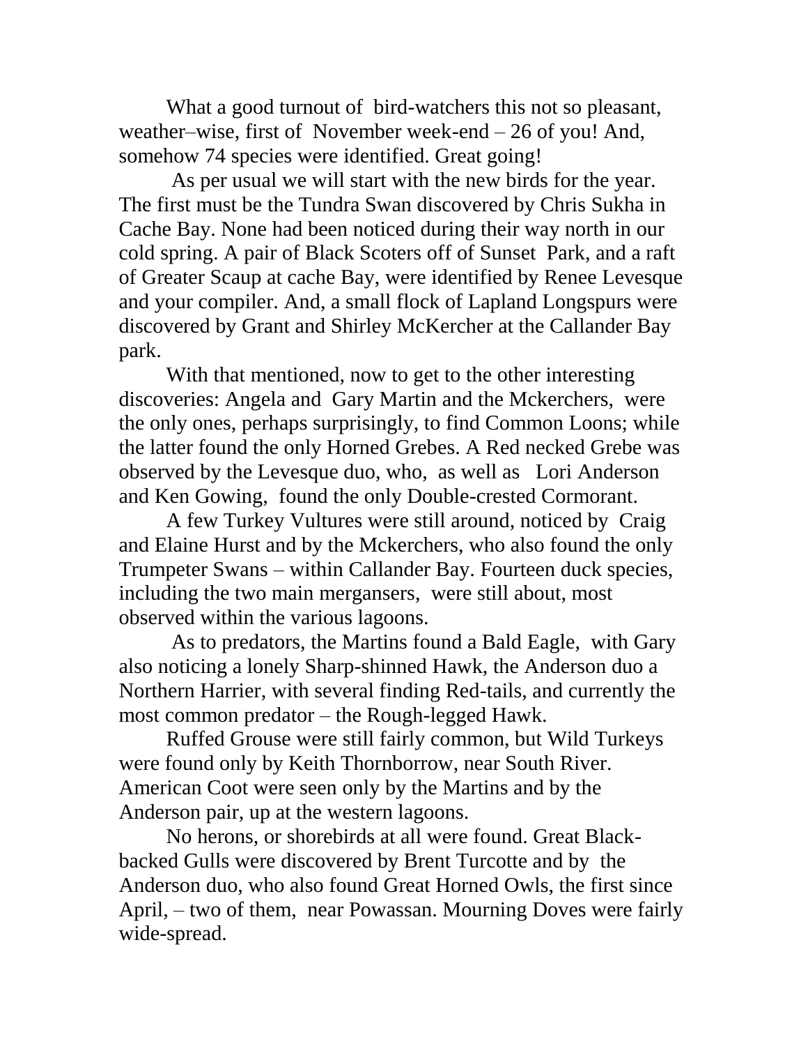What a good turnout of bird-watchers this not so pleasant, weather–wise, first of November week-end – 26 of you! And, somehow 74 species were identified. Great going!

As per usual we will start with the new birds for the year. The first must be the Tundra Swan discovered by Chris Sukha in Cache Bay. None had been noticed during their way north in our cold spring. A pair of Black Scoters off of Sunset Park, and a raft of Greater Scaup at cache Bay, were identified by Renee Levesque and your compiler. And, a small flock of Lapland Longspurs were discovered by Grant and Shirley McKercher at the Callander Bay park.

With that mentioned, now to get to the other interesting discoveries: Angela and Gary Martin and the Mckerchers, were the only ones, perhaps surprisingly, to find Common Loons; while the latter found the only Horned Grebes. A Red necked Grebe was observed by the Levesque duo, who, as well as Lori Anderson and Ken Gowing, found the only Double-crested Cormorant.

A few Turkey Vultures were still around, noticed by Craig and Elaine Hurst and by the Mckerchers, who also found the only Trumpeter Swans – within Callander Bay. Fourteen duck species, including the two main mergansers, were still about, most observed within the various lagoons.

As to predators, the Martins found a Bald Eagle, with Gary also noticing a lonely Sharp-shinned Hawk, the Anderson duo a Northern Harrier, with several finding Red-tails, and currently the most common predator – the Rough-legged Hawk.

Ruffed Grouse were still fairly common, but Wild Turkeys were found only by Keith Thornborrow, near South River. American Coot were seen only by the Martins and by the Anderson pair, up at the western lagoons.

No herons, or shorebirds at all were found. Great Black-backed Gulls were discovered by Brent Turcotte and by the Anderson duo, who also found Great Horned Owls, the first since April, – two of them, near Powassan. Mourning Doves were fairly wide-spread.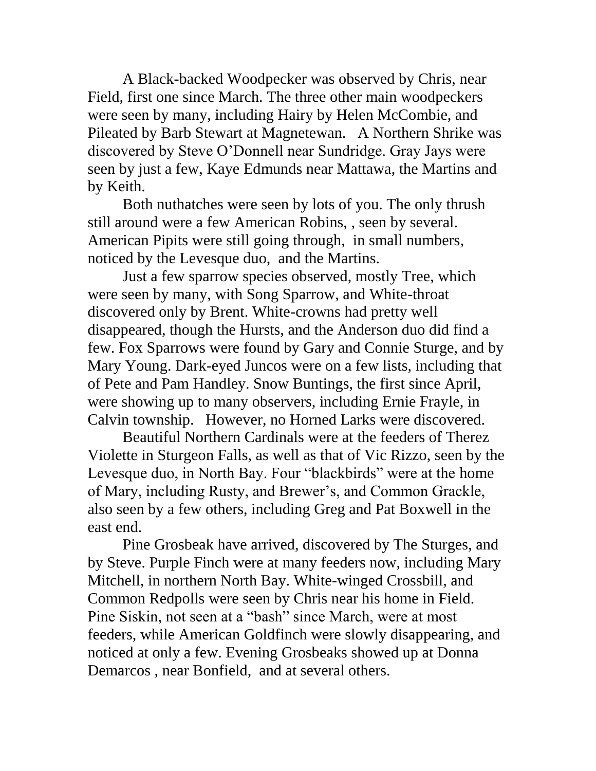A Black-backed Woodpecker was observed by Chris, near Field, first one since March. The three other main woodpeckers were seen by many, including Hairy by Helen McCombie, and Pileated by Barb Stewart at Magnetewan. A Northern Shrike was discovered by Steve O'Donnell near Sundridge. Gray Jays were seen by just a few, Kaye Edmunds near Mattawa, the Martins and by Keith.

Both nuthatches were seen by lots of you. The only thrush still around were a few American Robins, , seen by several. American Pipits were still going through, in small numbers, noticed by the Levesque duo, and the Martins.

Just a few sparrow species observed, mostly Tree, which were seen by many, with Song Sparrow, and White-throat discovered only by Brent. White-crowns had pretty well disappeared, though the Hursts, and the Anderson duo did find a few. Fox Sparrows were found by Gary and Connie Sturge, and by Mary Young. Dark-eyed Juncos were on a few lists, including that of Pete and Pam Handley. Snow Buntings, the first since April, were showing up to many observers, including Ernie Frayle, in Calvin township. However, no Horned Larks were discovered.

Beautiful Northern Cardinals were at the feeders of Therez Violette in Sturgeon Falls, as well as that of Vic Rizzo, seen by the Levesque duo, in North Bay. Four "blackbirds" were at the home of Mary, including Rusty, and Brewer's, and Common Grackle, also seen by a few others, including Greg and Pat Boxwell in the east end.

Pine Grosbeak have arrived, discovered by The Sturges, and by Steve. Purple Finch were at many feeders now, including Mary Mitchell, in northern North Bay. White-winged Crossbill, and Common Redpolls were seen by Chris near his home in Field. Pine Siskin, not seen at a "bash" since March, were at most feeders, while American Goldfinch were slowly disappearing, and noticed at only a few. Evening Grosbeaks showed up at Donna Demarcos , near Bonfield, and at several others.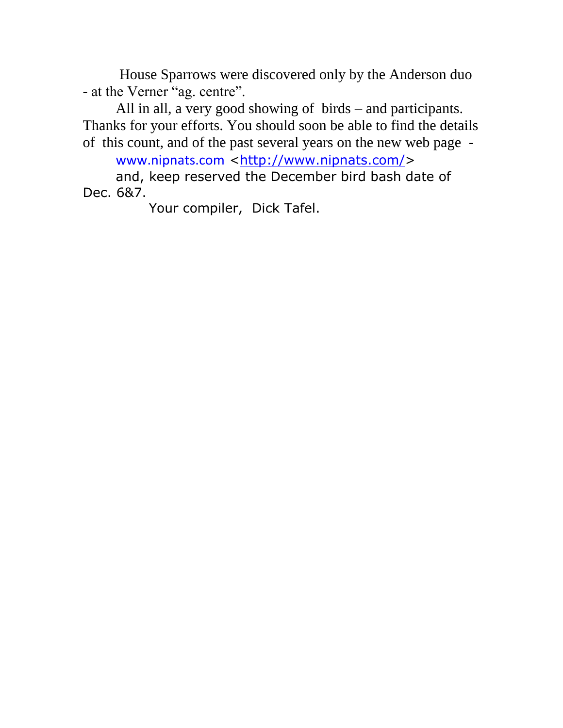House Sparrows were discovered only by the Anderson duo - at the Verner "ag. centre".

All in all, a very good showing of birds – and participants. Thanks for your efforts. You should soon be able to find the details of this count, and of the past several years on the new web page -

www.nipnats.com <http://www.nipnats.com/>

and, keep reserved the December bird bash date of Dec. 6&7.

Your compiler, Dick Tafel.